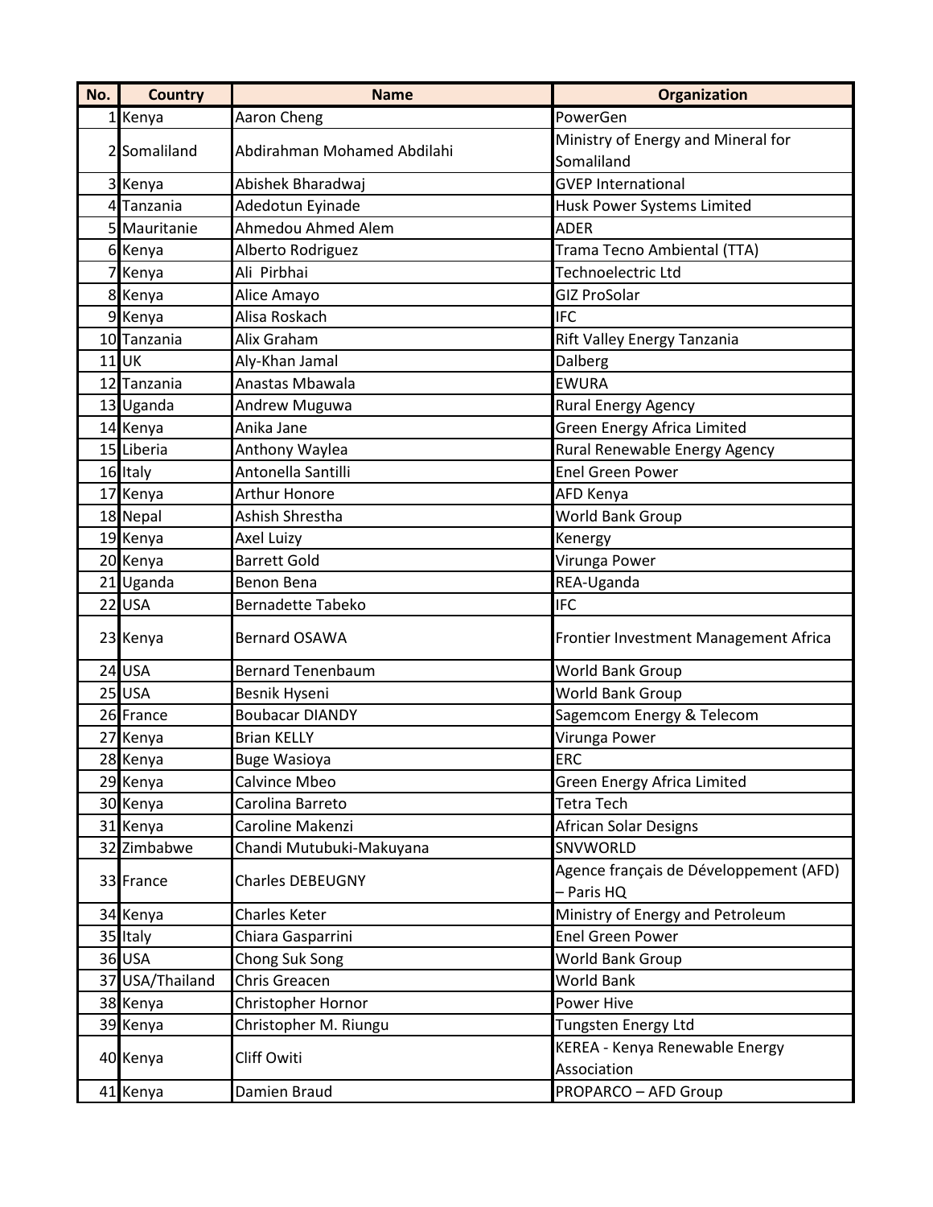| No. | Country | Name | Organization |
| --- | --- | --- | --- |
| 1 | Kenya | Aaron Cheng | PowerGen |
| 2 | Somaliland | Abdirahman Mohamed Abdilahi | Ministry of Energy and Mineral for Somaliland |
| 3 | Kenya | Abishek Bharadwaj | GVEP International |
| 4 | Tanzania | Adedotun Eyinade | Husk Power Systems Limited |
| 5 | Mauritanie | Ahmedou Ahmed Alem | ADER |
| 6 | Kenya | Alberto Rodriguez | Trama Tecno Ambiental (TTA) |
| 7 | Kenya | Ali Pirbhai | Technoelectric Ltd |
| 8 | Kenya | Alice Amayo | GIZ ProSolar |
| 9 | Kenya | Alisa Roskach | IFC |
| 10 | Tanzania | Alix Graham | Rift Valley Energy Tanzania |
| 11 | UK | Aly-Khan Jamal | Dalberg |
| 12 | Tanzania | Anastas Mbawala | EWURA |
| 13 | Uganda | Andrew Muguwa | Rural Energy Agency |
| 14 | Kenya | Anika Jane | Green Energy Africa Limited |
| 15 | Liberia | Anthony Waylea | Rural Renewable Energy Agency |
| 16 | Italy | Antonella Santilli | Enel Green Power |
| 17 | Kenya | Arthur Honore | AFD Kenya |
| 18 | Nepal | Ashish Shrestha | World Bank Group |
| 19 | Kenya | Axel Luizy | Kenergy |
| 20 | Kenya | Barrett Gold | Virunga Power |
| 21 | Uganda | Benon Bena | REA-Uganda |
| 22 | USA | Bernadette Tabeko | IFC |
| 23 | Kenya | Bernard OSAWA | Frontier Investment Management Africa |
| 24 | USA | Bernard Tenenbaum | World Bank Group |
| 25 | USA | Besnik Hyseni | World Bank Group |
| 26 | France | Boubacar DIANDY | Sagemcom Energy & Telecom |
| 27 | Kenya | Brian KELLY | Virunga Power |
| 28 | Kenya | Buge Wasioya | ERC |
| 29 | Kenya | Calvince Mbeo | Green Energy Africa Limited |
| 30 | Kenya | Carolina Barreto | Tetra Tech |
| 31 | Kenya | Caroline Makenzi | African Solar Designs |
| 32 | Zimbabwe | Chandi Mutubuki-Makuyana | SNVWORLD |
| 33 | France | Charles DEBEUGNY | Agence français de Développement (AFD) – Paris HQ |
| 34 | Kenya | Charles Keter | Ministry of Energy and Petroleum |
| 35 | Italy | Chiara Gasparrini | Enel Green Power |
| 36 | USA | Chong Suk Song | World Bank Group |
| 37 | USA/Thailand | Chris Greacen | World Bank |
| 38 | Kenya | Christopher Hornor | Power Hive |
| 39 | Kenya | Christopher M. Riungu | Tungsten Energy Ltd |
| 40 | Kenya | Cliff Owiti | KEREA - Kenya Renewable Energy Association |
| 41 | Kenya | Damien Braud | PROPARCO – AFD Group |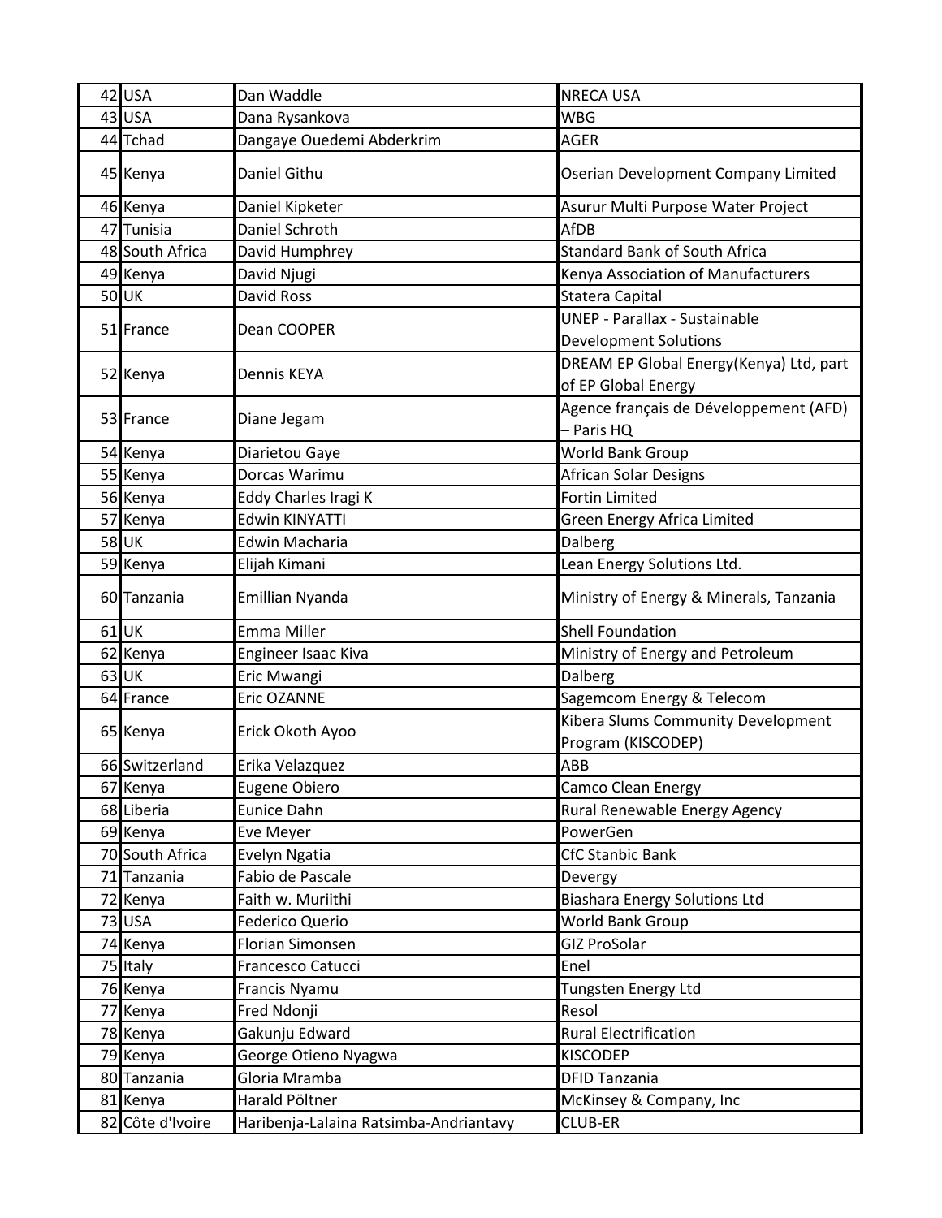| 42 | USA | Dan Waddle | NRECA USA |
|---|---|---|---|
| 43 | USA | Dana Rysankova | WBG |
| 44 | Tchad | Dangaye Ouedemi Abderkrim | AGER |
| 45 | Kenya | Daniel Githu | Oserian Development Company Limited |
| 46 | Kenya | Daniel Kipketer | Asurur Multi Purpose Water Project |
| 47 | Tunisia | Daniel Schroth | AfDB |
| 48 | South Africa | David Humphrey | Standard Bank of South Africa |
| 49 | Kenya | David Njugi | Kenya Association of Manufacturers |
| 50 | UK | David Ross | Statera Capital |
| 51 | France | Dean COOPER | UNEP - Parallax - Sustainable Development Solutions |
| 52 | Kenya | Dennis KEYA | DREAM EP Global Energy(Kenya) Ltd, part of EP Global Energy |
| 53 | France | Diane Jegam | Agence français de Développement (AFD) – Paris HQ |
| 54 | Kenya | Diarietou Gaye | World Bank Group |
| 55 | Kenya | Dorcas Warimu | African Solar Designs |
| 56 | Kenya | Eddy Charles Iragi K | Fortin Limited |
| 57 | Kenya | Edwin KINYATTI | Green Energy Africa Limited |
| 58 | UK | Edwin Macharia | Dalberg |
| 59 | Kenya | Elijah Kimani | Lean Energy Solutions Ltd. |
| 60 | Tanzania | Emillian Nyanda | Ministry of Energy & Minerals, Tanzania |
| 61 | UK | Emma Miller | Shell Foundation |
| 62 | Kenya | Engineer Isaac Kiva | Ministry of Energy and Petroleum |
| 63 | UK | Eric Mwangi | Dalberg |
| 64 | France | Eric OZANNE | Sagemcom Energy & Telecom |
| 65 | Kenya | Erick Okoth Ayoo | Kibera Slums Community Development Program (KISCODEP) |
| 66 | Switzerland | Erika Velazquez | ABB |
| 67 | Kenya | Eugene Obiero | Camco Clean Energy |
| 68 | Liberia | Eunice Dahn | Rural Renewable Energy Agency |
| 69 | Kenya | Eve Meyer | PowerGen |
| 70 | South Africa | Evelyn Ngatia | CfC Stanbic Bank |
| 71 | Tanzania | Fabio de Pascale | Devergy |
| 72 | Kenya | Faith w. Muriithi | Biashara Energy Solutions Ltd |
| 73 | USA | Federico Querio | World Bank Group |
| 74 | Kenya | Florian Simonsen | GIZ ProSolar |
| 75 | Italy | Francesco Catucci | Enel |
| 76 | Kenya | Francis Nyamu | Tungsten Energy Ltd |
| 77 | Kenya | Fred Ndonji | Resol |
| 78 | Kenya | Gakunju Edward | Rural Electrification |
| 79 | Kenya | George Otieno Nyagwa | KISCODEP |
| 80 | Tanzania | Gloria Mramba | DFID Tanzania |
| 81 | Kenya | Harald Pöltner | McKinsey & Company, Inc |
| 82 | Côte d'Ivoire | Haribenja-Lalaina Ratsimba-Andriantavy | CLUB-ER |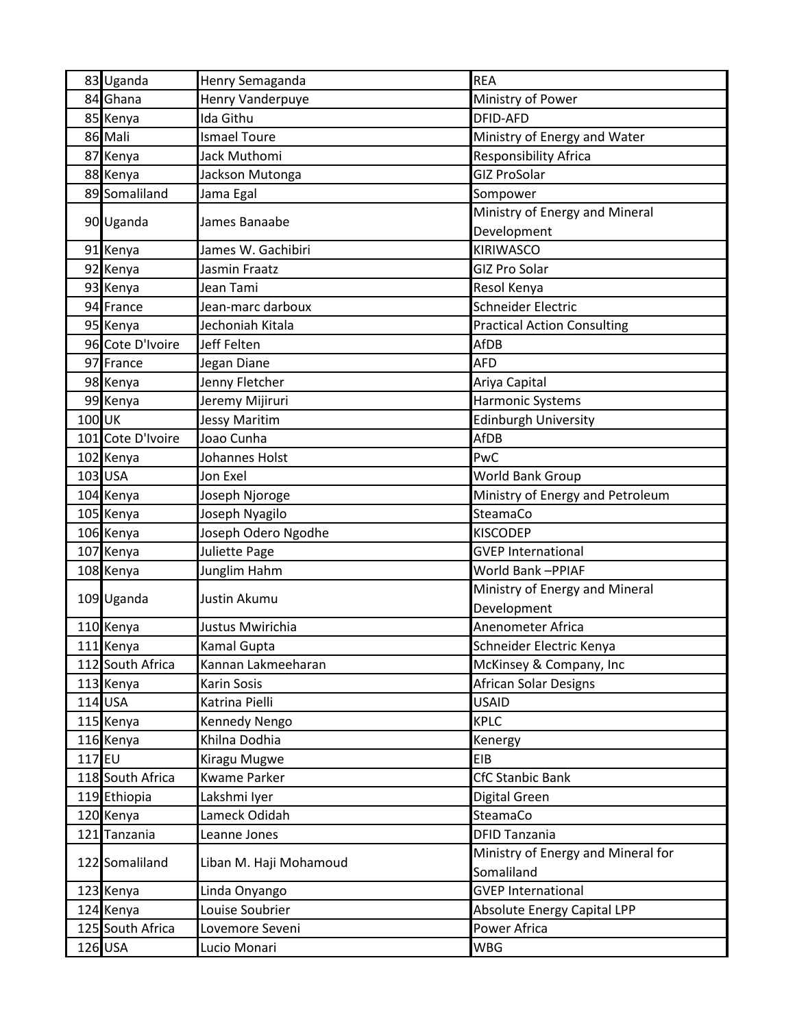| | | | |
|---|---|---|---|
| 83 | Uganda | Henry Semaganda | REA |
| 84 | Ghana | Henry Vanderpuye | Ministry of Power |
| 85 | Kenya | Ida Githu | DFID-AFD |
| 86 | Mali | Ismael Toure | Ministry of Energy and Water |
| 87 | Kenya | Jack Muthomi | Responsibility Africa |
| 88 | Kenya | Jackson Mutonga | GIZ ProSolar |
| 89 | Somaliland | Jama Egal | Sompower |
| 90 | Uganda | James Banaabe | Ministry of Energy and Mineral Development |
| 91 | Kenya | James W. Gachibiri | KIRIWASCO |
| 92 | Kenya | Jasmin Fraatz | GIZ Pro Solar |
| 93 | Kenya | Jean Tami | Resol Kenya |
| 94 | France | Jean-marc darboux | Schneider Electric |
| 95 | Kenya | Jechoniah Kitala | Practical Action Consulting |
| 96 | Cote D'Ivoire | Jeff Felten | AfDB |
| 97 | France | Jegan Diane | AFD |
| 98 | Kenya | Jenny Fletcher | Ariya Capital |
| 99 | Kenya | Jeremy Mijiruri | Harmonic Systems |
| 100 | UK | Jessy Maritim | Edinburgh University |
| 101 | Cote D'Ivoire | Joao Cunha | AfDB |
| 102 | Kenya | Johannes Holst | PwC |
| 103 | USA | Jon Exel | World Bank Group |
| 104 | Kenya | Joseph Njoroge | Ministry of Energy and Petroleum |
| 105 | Kenya | Joseph Nyagilo | SteamaCo |
| 106 | Kenya | Joseph Odero Ngodhe | KISCODEP |
| 107 | Kenya | Juliette Page | GVEP International |
| 108 | Kenya | Junglim Hahm | World Bank –PPIAF |
| 109 | Uganda | Justin Akumu | Ministry of Energy and Mineral Development |
| 110 | Kenya | Justus Mwirichia | Anenometer Africa |
| 111 | Kenya | Kamal Gupta | Schneider Electric Kenya |
| 112 | South Africa | Kannan Lakmeeharan | McKinsey & Company, Inc |
| 113 | Kenya | Karin Sosis | African Solar Designs |
| 114 | USA | Katrina Pielli | USAID |
| 115 | Kenya | Kennedy Nengo | KPLC |
| 116 | Kenya | Khilna Dodhia | Kenergy |
| 117 | EU | Kiragu Mugwe | EIB |
| 118 | South Africa | Kwame Parker | CfC Stanbic Bank |
| 119 | Ethiopia | Lakshmi Iyer | Digital Green |
| 120 | Kenya | Lameck Odidah | SteamaCo |
| 121 | Tanzania | Leanne Jones | DFID Tanzania |
| 122 | Somaliland | Liban M. Haji Mohamoud | Ministry of Energy and Mineral for Somaliland |
| 123 | Kenya | Linda Onyango | GVEP International |
| 124 | Kenya | Louise Soubrier | Absolute Energy Capital LPP |
| 125 | South Africa | Lovemore Seveni | Power Africa |
| 126 | USA | Lucio Monari | WBG |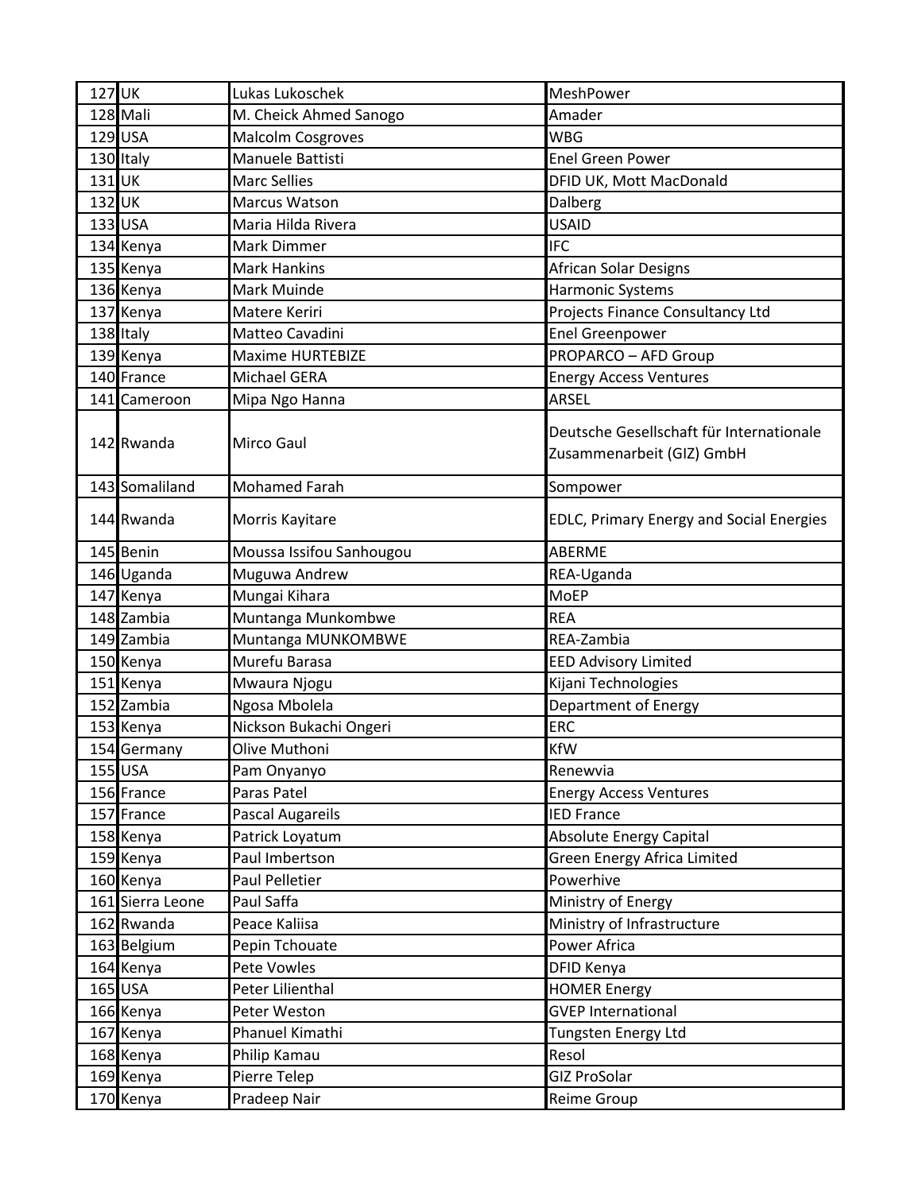| 127 | UK | Lukas Lukoschek | MeshPower |
|---|---|---|---|
| 128 | Mali | M. Cheick Ahmed Sanogo | Amader |
| 129 | USA | Malcolm Cosgroves | WBG |
| 130 | Italy | Manuele Battisti | Enel Green Power |
| 131 | UK | Marc Sellies | DFID UK, Mott MacDonald |
| 132 | UK | Marcus Watson | Dalberg |
| 133 | USA | Maria Hilda Rivera | USAID |
| 134 | Kenya | Mark Dimmer | IFC |
| 135 | Kenya | Mark Hankins | African Solar Designs |
| 136 | Kenya | Mark Muinde | Harmonic Systems |
| 137 | Kenya | Matere Keriri | Projects Finance Consultancy Ltd |
| 138 | Italy | Matteo Cavadini | Enel Greenpower |
| 139 | Kenya | Maxime HURTEBIZE | PROPARCO – AFD Group |
| 140 | France | Michael GERA | Energy Access Ventures |
| 141 | Cameroon | Mipa Ngo Hanna | ARSEL |
| 142 | Rwanda | Mirco Gaul | Deutsche Gesellschaft für Internationale Zusammenarbeit (GIZ) GmbH |
| 143 | Somaliland | Mohamed Farah | Sompower |
| 144 | Rwanda | Morris Kayitare | EDLC, Primary Energy and Social Energies |
| 145 | Benin | Moussa Issifou Sanhougou | ABERME |
| 146 | Uganda | Muguwa Andrew | REA-Uganda |
| 147 | Kenya | Mungai Kihara | MoEP |
| 148 | Zambia | Muntanga Munkombwe | REA |
| 149 | Zambia | Muntanga MUNKOMBWE | REA-Zambia |
| 150 | Kenya | Murefu Barasa | EED Advisory Limited |
| 151 | Kenya | Mwaura Njogu | Kijani Technologies |
| 152 | Zambia | Ngosa Mbolela | Department of Energy |
| 153 | Kenya | Nickson Bukachi Ongeri | ERC |
| 154 | Germany | Olive Muthoni | KfW |
| 155 | USA | Pam Onyanyo | Renewvia |
| 156 | France | Paras Patel | Energy Access Ventures |
| 157 | France | Pascal Augareils | IED France |
| 158 | Kenya | Patrick Loyatum | Absolute Energy Capital |
| 159 | Kenya | Paul Imbertson | Green Energy Africa Limited |
| 160 | Kenya | Paul Pelletier | Powerhive |
| 161 | Sierra Leone | Paul Saffa | Ministry of Energy |
| 162 | Rwanda | Peace Kaliisa | Ministry of Infrastructure |
| 163 | Belgium | Pepin Tchouate | Power Africa |
| 164 | Kenya | Pete Vowles | DFID Kenya |
| 165 | USA | Peter Lilienthal | HOMER Energy |
| 166 | Kenya | Peter Weston | GVEP International |
| 167 | Kenya | Phanuel Kimathi | Tungsten Energy Ltd |
| 168 | Kenya | Philip Kamau | Resol |
| 169 | Kenya | Pierre Telep | GIZ ProSolar |
| 170 | Kenya | Pradeep Nair | Reime Group |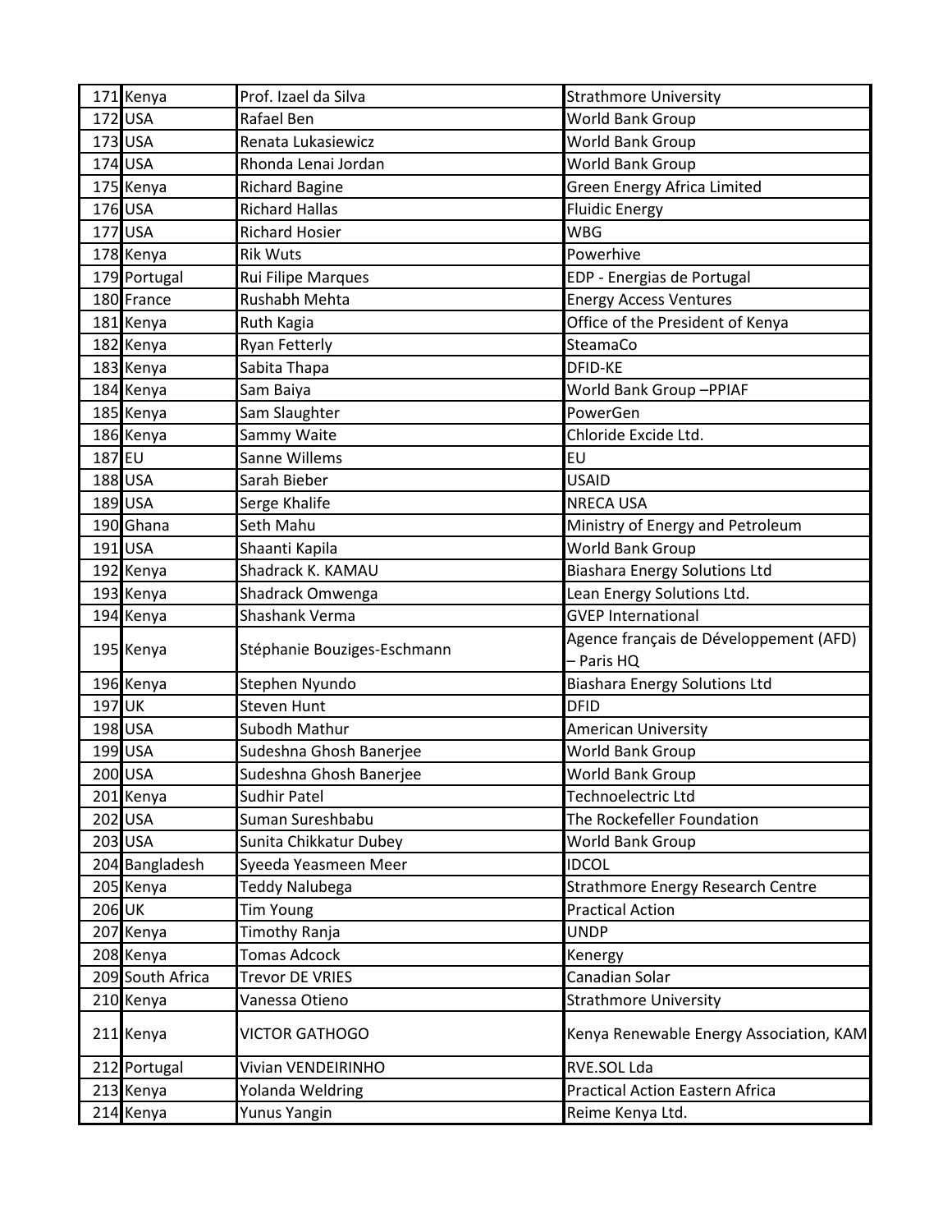| | | | |
|---|---|---|---|
| 171 | Kenya | Prof. Izael da Silva | Strathmore University |
| 172 | USA | Rafael Ben | World Bank Group |
| 173 | USA | Renata Lukasiewicz | World Bank Group |
| 174 | USA | Rhonda Lenai Jordan | World Bank Group |
| 175 | Kenya | Richard Bagine | Green Energy Africa Limited |
| 176 | USA | Richard Hallas | Fluidic Energy |
| 177 | USA | Richard Hosier | WBG |
| 178 | Kenya | Rik Wuts | Powerhive |
| 179 | Portugal | Rui Filipe Marques | EDP - Energias de Portugal |
| 180 | France | Rushabh Mehta | Energy Access Ventures |
| 181 | Kenya | Ruth Kagia | Office of the President of Kenya |
| 182 | Kenya | Ryan Fetterly | SteamaCo |
| 183 | Kenya | Sabita Thapa | DFID-KE |
| 184 | Kenya | Sam Baiya | World Bank Group –PPIAF |
| 185 | Kenya | Sam Slaughter | PowerGen |
| 186 | Kenya | Sammy Waite | Chloride Excide Ltd. |
| 187 | EU | Sanne Willems | EU |
| 188 | USA | Sarah Bieber | USAID |
| 189 | USA | Serge Khalife | NRECA USA |
| 190 | Ghana | Seth Mahu | Ministry of Energy and Petroleum |
| 191 | USA | Shaanti Kapila | World Bank Group |
| 192 | Kenya | Shadrack K. KAMAU | Biashara Energy Solutions Ltd |
| 193 | Kenya | Shadrack Omwenga | Lean Energy Solutions Ltd. |
| 194 | Kenya | Shashank Verma | GVEP International |
| 195 | Kenya | Stéphanie Bouziges-Eschmann | Agence français de Développement (AFD) – Paris HQ |
| 196 | Kenya | Stephen Nyundo | Biashara Energy Solutions Ltd |
| 197 | UK | Steven Hunt | DFID |
| 198 | USA | Subodh Mathur | American University |
| 199 | USA | Sudeshna Ghosh Banerjee | World Bank Group |
| 200 | USA | Sudeshna Ghosh Banerjee | World Bank Group |
| 201 | Kenya | Sudhir Patel | Technoelectric Ltd |
| 202 | USA | Suman Sureshbabu | The Rockefeller Foundation |
| 203 | USA | Sunita Chikkatur Dubey | World Bank Group |
| 204 | Bangladesh | Syeeda Yeasmeen Meer | IDCOL |
| 205 | Kenya | Teddy Nalubega | Strathmore Energy Research Centre |
| 206 | UK | Tim Young | Practical Action |
| 207 | Kenya | Timothy Ranja | UNDP |
| 208 | Kenya | Tomas Adcock | Kenergy |
| 209 | South Africa | Trevor DE VRIES | Canadian Solar |
| 210 | Kenya | Vanessa Otieno | Strathmore University |
| 211 | Kenya | VICTOR GATHOGO | Kenya Renewable Energy Association, KAM |
| 212 | Portugal | Vivian VENDEIRINHO | RVE.SOL Lda |
| 213 | Kenya | Yolanda Weldring | Practical Action Eastern Africa |
| 214 | Kenya | Yunus Yangin | Reime Kenya Ltd. |